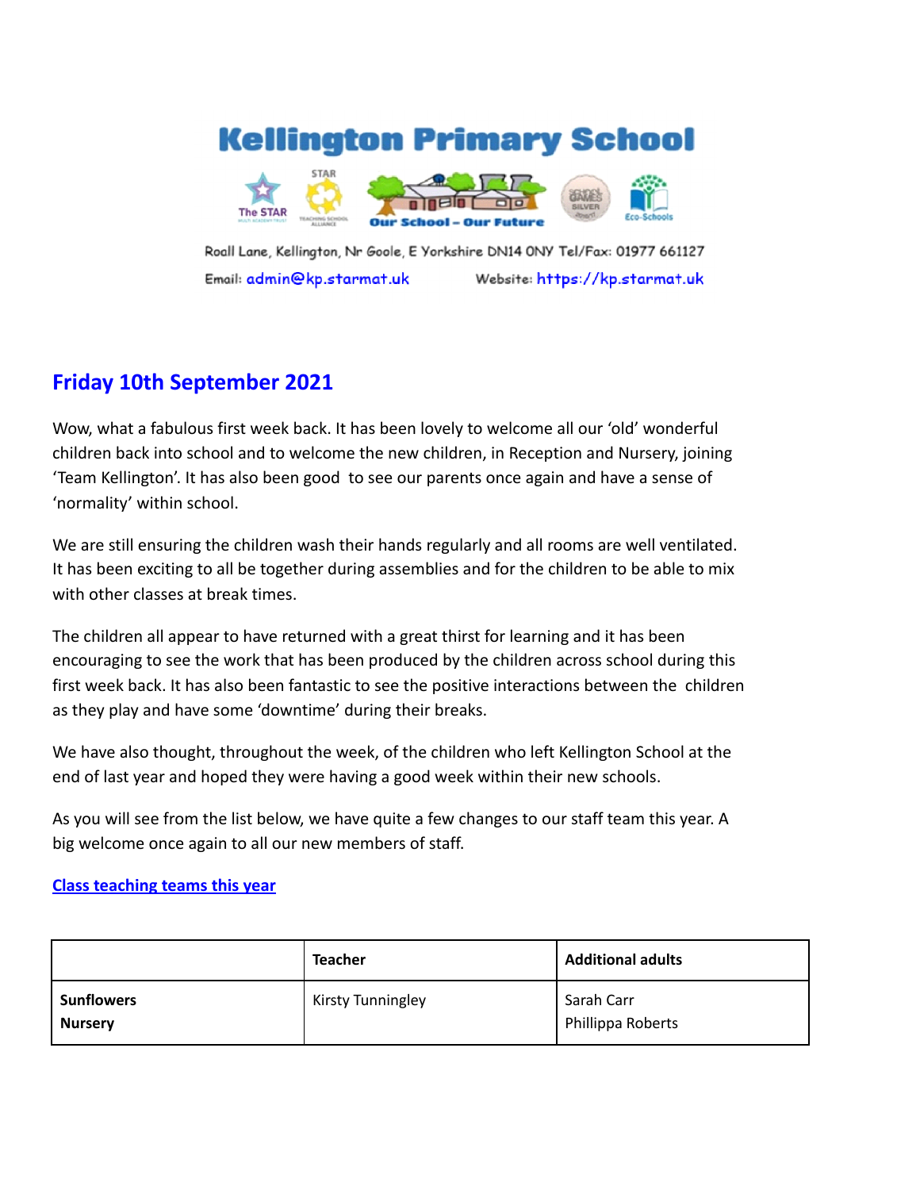# Kellington Primary School

Our School – Our Future

Roall Lane, Kellington, Nr Goole, E Yorkshire DN14 0NY Tel/Fax: 01977 661127

Email: admin@kp.starmat.uk Website: https://kp.starmat.uk

## Friday 10th September 2021

Wow, what a fabulous first week back. It has been lovely to welcome all our 'old' wonderful children back into school and to welcome the new children, in Reception and Nursery, joining 'Team Kellington'. It has also been good to see our parents once again and have a sense of 'normality' within school.

We are still ensuring the children wash their hands regularly and all rooms are well ventilated. It has been exciting to all be together during assemblies and for the children to be able to mix with other classes at break times.

The children all appear to have returned with a great thirst for learning and it has been encouraging to see the work that has been produced by the children across school during this first week back. It has also been fantastic to see the positive interactions between the children as they play and have some 'downtime' during their breaks.

We have also thought, throughout the week, of the children who left Kellington School at the end of last year and hoped they were having a good week within their new schools.

As you will see from the list below, we have quite a few changes to our staff team this year. A big welcome once again to all our new members of staff.

**Class teaching teams this year**

| | Teacher | Additional adults |
|---|---|---|
| **Sunflowers**<br>**Nursery** | Kirsty Tunningley | Sarah Carr<br>Phillippa Roberts |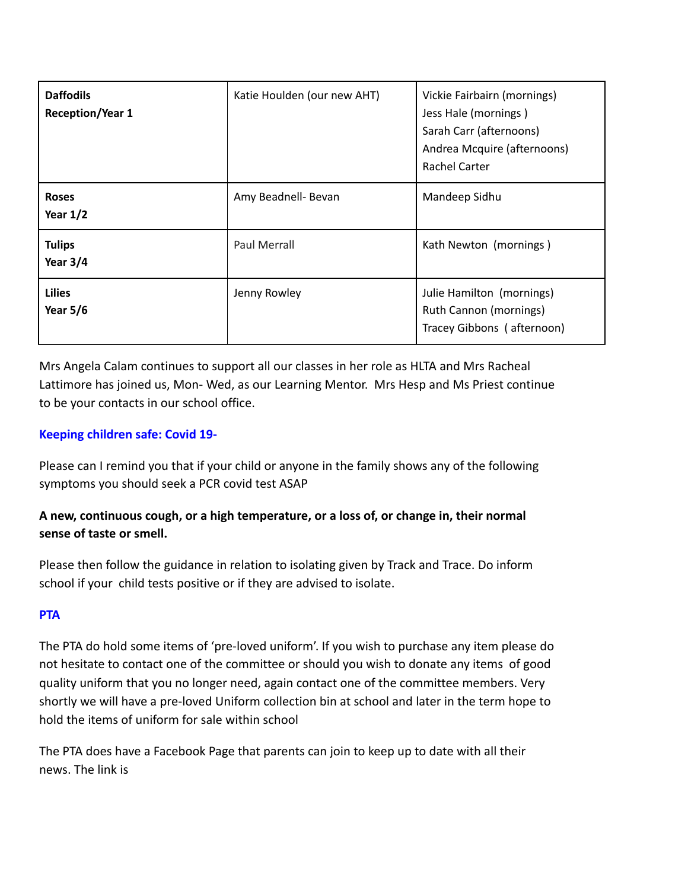| **Daffodils**<br>**Reception/Year 1** | Katie Houlden (our new AHT) | Vickie Fairbairn (mornings)<br>Jess Hale (mornings )<br>Sarah Carr (afternoons)<br>Andrea Mcquire (afternoons)<br>Rachel Carter |
|---|---|---|
| **Roses**<br>**Year 1/2** | Amy Beadnell- Bevan | Mandeep Sidhu |
| **Tulips**<br>**Year 3/4** | Paul Merrall | Kath Newton (mornings ) |
| **Lilies**<br>**Year 5/6** | Jenny Rowley | Julie Hamilton (mornings)<br>Ruth Cannon (mornings)<br>Tracey Gibbons ( afternoon) |

Mrs Angela Calam continues to support all our classes in her role as HLTA and Mrs Racheal Lattimore has joined us, Mon- Wed, as our Learning Mentor. Mrs Hesp and Ms Priest continue to be your contacts in our school office.

### Keeping children safe: Covid 19-

Please can I remind you that if your child or anyone in the family shows any of the following symptoms you should seek a PCR covid test ASAP

**A new, continuous cough, or a high temperature, or a loss of, or change in, their normal sense of taste or smell.**

Please then follow the guidance in relation to isolating given by Track and Trace. Do inform school if your child tests positive or if they are advised to isolate.

### PTA

The PTA do hold some items of 'pre-loved uniform'. If you wish to purchase any item please do not hesitate to contact one of the committee or should you wish to donate any items of good quality uniform that you no longer need, again contact one of the committee members. Very shortly we will have a pre-loved Uniform collection bin at school and later in the term hope to hold the items of uniform for sale within school

The PTA does have a Facebook Page that parents can join to keep up to date with all their news. The link is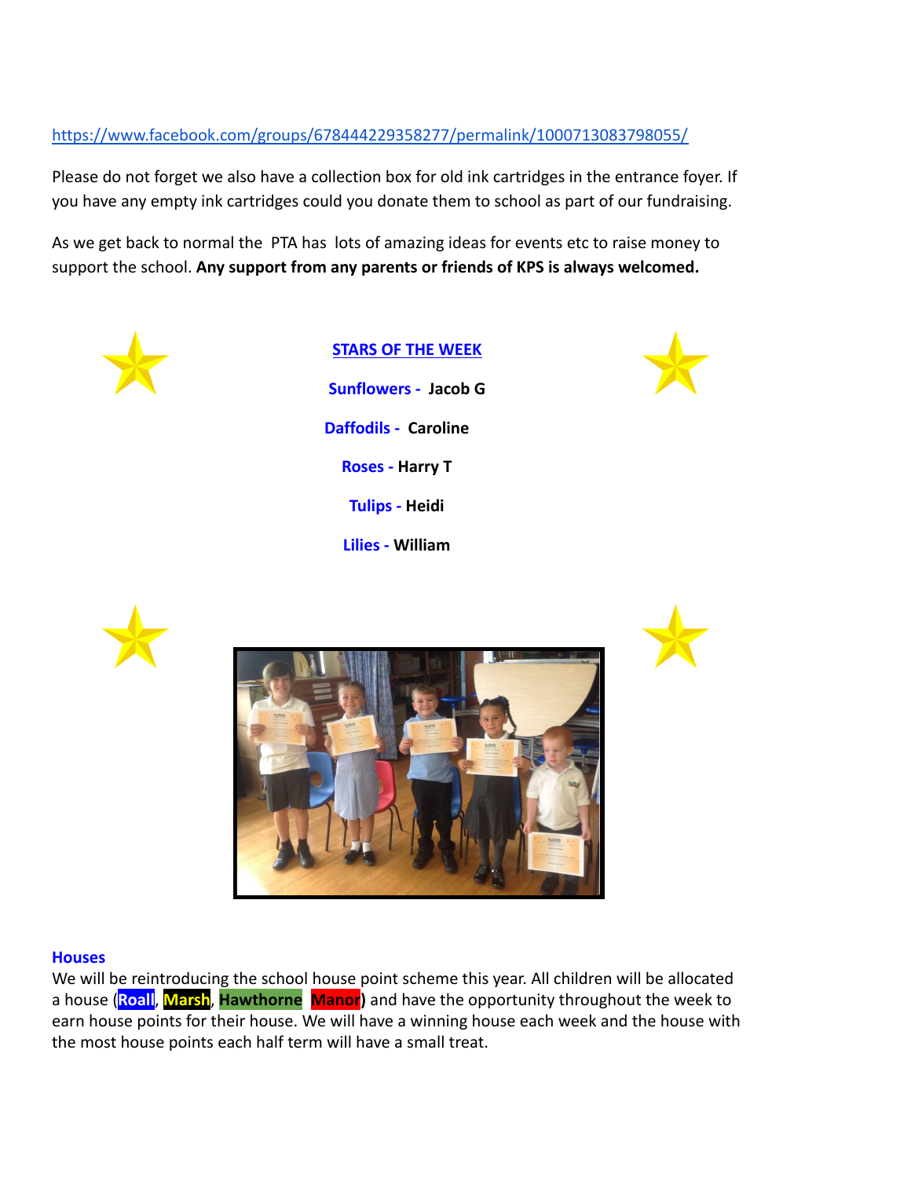https://www.facebook.com/groups/678444229358277/permalink/1000713083798055/

Please do not forget we also have a collection box for old ink cartridges in the entrance foyer. If you have any empty ink cartridges could you donate them to school as part of our fundraising.

As we get back to normal the PTA has lots of amazing ideas for events etc to raise money to support the school. **Any support from any parents or friends of KPS is always welcomed.**

## STARS OF THE WEEK

**Sunflowers -** **Jacob G**

**Daffodils -** **Caroline**

**Roses -** **Harry T**

**Tulips -** **Heidi**

**Lilies -** **William**

### Houses

We will be reintroducing the school house point scheme this year. All children will be allocated a house (**Roall**, **Marsh**, **Hawthorne** **Manor**) and have the opportunity throughout the week to earn house points for their house. We will have a winning house each week and the house with the most house points each half term will have a small treat.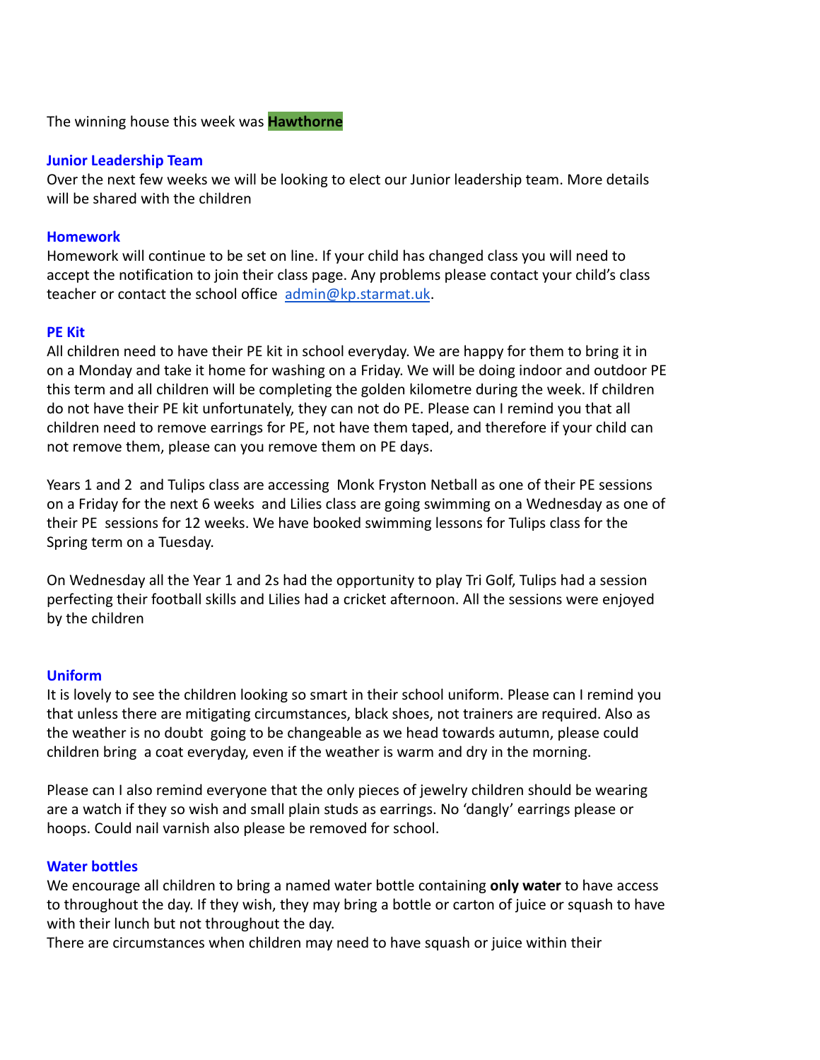The winning house this week was **Hawthorne**

### Junior Leadership Team

Over the next few weeks we will be looking to elect our Junior leadership team. More details will be shared with the children

### Homework

Homework will continue to be set on line. If your child has changed class you will need to accept the notification to join their class page. Any problems please contact your child's class teacher or contact the school office [admin@kp.starmat.uk](mailto:admin@kp.starmat.uk).

### PE Kit

All children need to have their PE kit in school everyday. We are happy for them to bring it in on a Monday and take it home for washing on a Friday. We will be doing indoor and outdoor PE this term and all children will be completing the golden kilometre during the week. If children do not have their PE kit unfortunately, they can not do PE. Please can I remind you that all children need to remove earrings for PE, not have them taped, and therefore if your child can not remove them, please can you remove them on PE days.

Years 1 and 2 and Tulips class are accessing Monk Fryston Netball as one of their PE sessions on a Friday for the next 6 weeks and Lilies class are going swimming on a Wednesday as one of their PE sessions for 12 weeks. We have booked swimming lessons for Tulips class for the Spring term on a Tuesday.

On Wednesday all the Year 1 and 2s had the opportunity to play Tri Golf, Tulips had a session perfecting their football skills and Lilies had a cricket afternoon. All the sessions were enjoyed by the children

### Uniform

It is lovely to see the children looking so smart in their school uniform. Please can I remind you that unless there are mitigating circumstances, black shoes, not trainers are required. Also as the weather is no doubt going to be changeable as we head towards autumn, please could children bring a coat everyday, even if the weather is warm and dry in the morning.

Please can I also remind everyone that the only pieces of jewelry children should be wearing are a watch if they so wish and small plain studs as earrings. No 'dangly' earrings please or hoops. Could nail varnish also please be removed for school.

### Water bottles

We encourage all children to bring a named water bottle containing **only water** to have access to throughout the day. If they wish, they may bring a bottle or carton of juice or squash to have with their lunch but not throughout the day.
There are circumstances when children may need to have squash or juice within their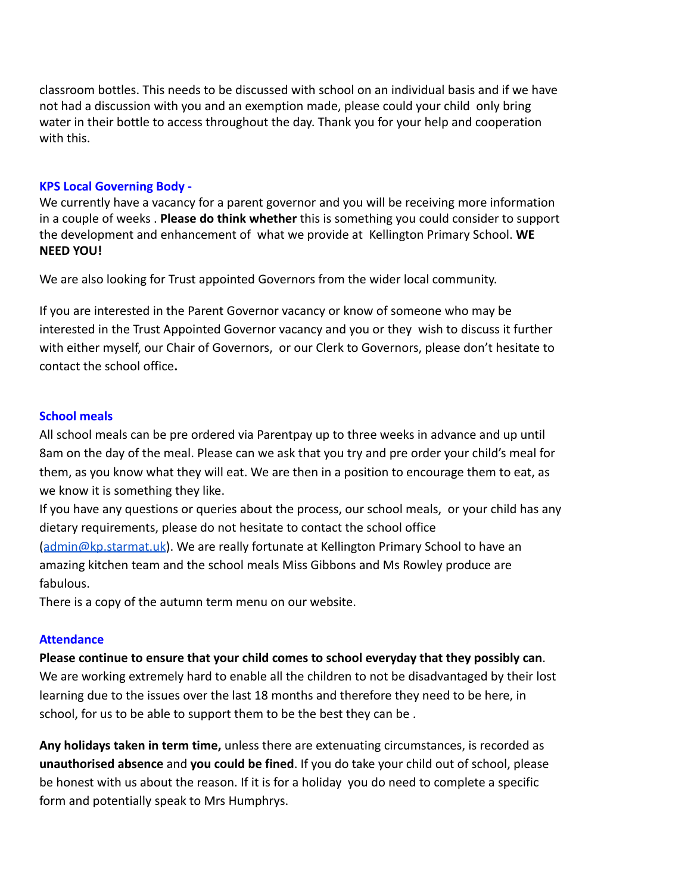classroom bottles. This needs to be discussed with school on an individual basis and if we have not had a discussion with you and an exemption made, please could your child only bring water in their bottle to access throughout the day. Thank you for your help and cooperation with this.

## KPS Local Governing Body -

We currently have a vacancy for a parent governor and you will be receiving more information in a couple of weeks . **Please do think whether** this is something you could consider to support the development and enhancement of what we provide at Kellington Primary School. **WE NEED YOU!**

We are also looking for Trust appointed Governors from the wider local community.

If you are interested in the Parent Governor vacancy or know of someone who may be interested in the Trust Appointed Governor vacancy and you or they wish to discuss it further with either myself, our Chair of Governors, or our Clerk to Governors, please don't hesitate to contact the school office**.**

## School meals

All school meals can be pre ordered via Parentpay up to three weeks in advance and up until 8am on the day of the meal. Please can we ask that you try and pre order your child's meal for them, as you know what they will eat. We are then in a position to encourage them to eat, as we know it is something they like.

If you have any questions or queries about the process, our school meals, or your child has any dietary requirements, please do not hesitate to contact the school office (admin@kp.starmat.uk). We are really fortunate at Kellington Primary School to have an amazing kitchen team and the school meals Miss Gibbons and Ms Rowley produce are fabulous.

There is a copy of the autumn term menu on our website.

## Attendance

**Please continue to ensure that your child comes to school everyday that they possibly can**. We are working extremely hard to enable all the children to not be disadvantaged by their lost learning due to the issues over the last 18 months and therefore they need to be here, in school, for us to be able to support them to be the best they can be .

**Any holidays taken in term time,** unless there are extenuating circumstances, is recorded as **unauthorised absence** and **you could be fined**. If you do take your child out of school, please be honest with us about the reason. If it is for a holiday you do need to complete a specific form and potentially speak to Mrs Humphrys.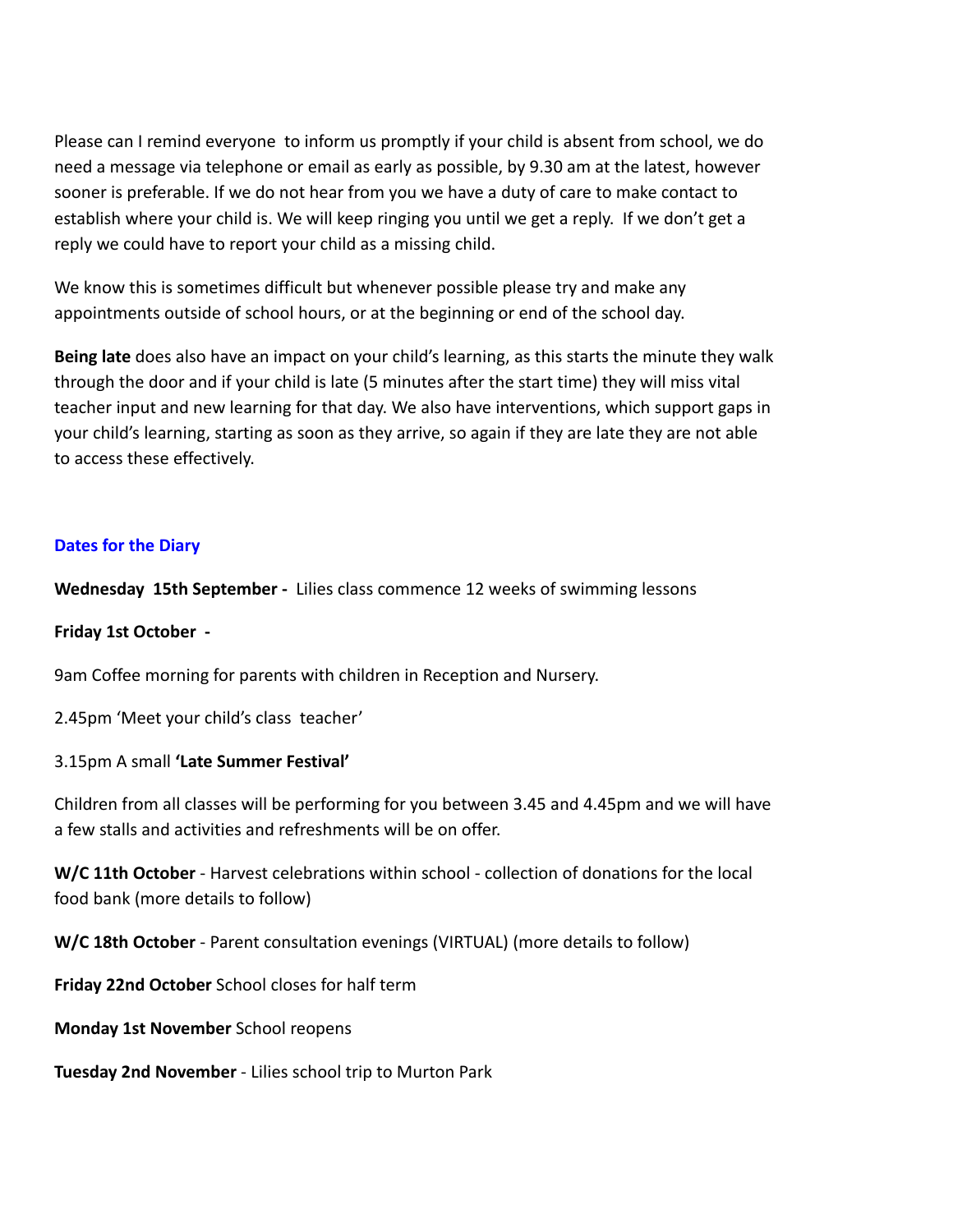Please can I remind everyone  to inform us promptly if your child is absent from school, we do need a message via telephone or email as early as possible, by 9.30 am at the latest, however sooner is preferable. If we do not hear from you we have a duty of care to make contact to establish where your child is. We will keep ringing you until we get a reply.  If we don't get a reply we could have to report your child as a missing child.

We know this is sometimes difficult but whenever possible please try and make any appointments outside of school hours, or at the beginning or end of the school day.

**Being late** does also have an impact on your child's learning, as this starts the minute they walk through the door and if your child is late (5 minutes after the start time) they will miss vital teacher input and new learning for that day. We also have interventions, which support gaps in your child's learning, starting as soon as they arrive, so again if they are late they are not able to access these effectively.

## Dates for the Diary

**Wednesday  15th September -** Lilies class commence 12 weeks of swimming lessons

**Friday 1st October -**

9am Coffee morning for parents with children in Reception and Nursery.

2.45pm 'Meet your child's class  teacher'

3.15pm A small **'Late Summer Festival'**

Children from all classes will be performing for you between 3.45 and 4.45pm and we will have a few stalls and activities and refreshments will be on offer.

**W/C 11th October** - Harvest celebrations within school - collection of donations for the local food bank (more details to follow)

**W/C 18th October** - Parent consultation evenings (VIRTUAL) (more details to follow)

**Friday 22nd October** School closes for half term

**Monday 1st November** School reopens

**Tuesday 2nd November** - Lilies school trip to Murton Park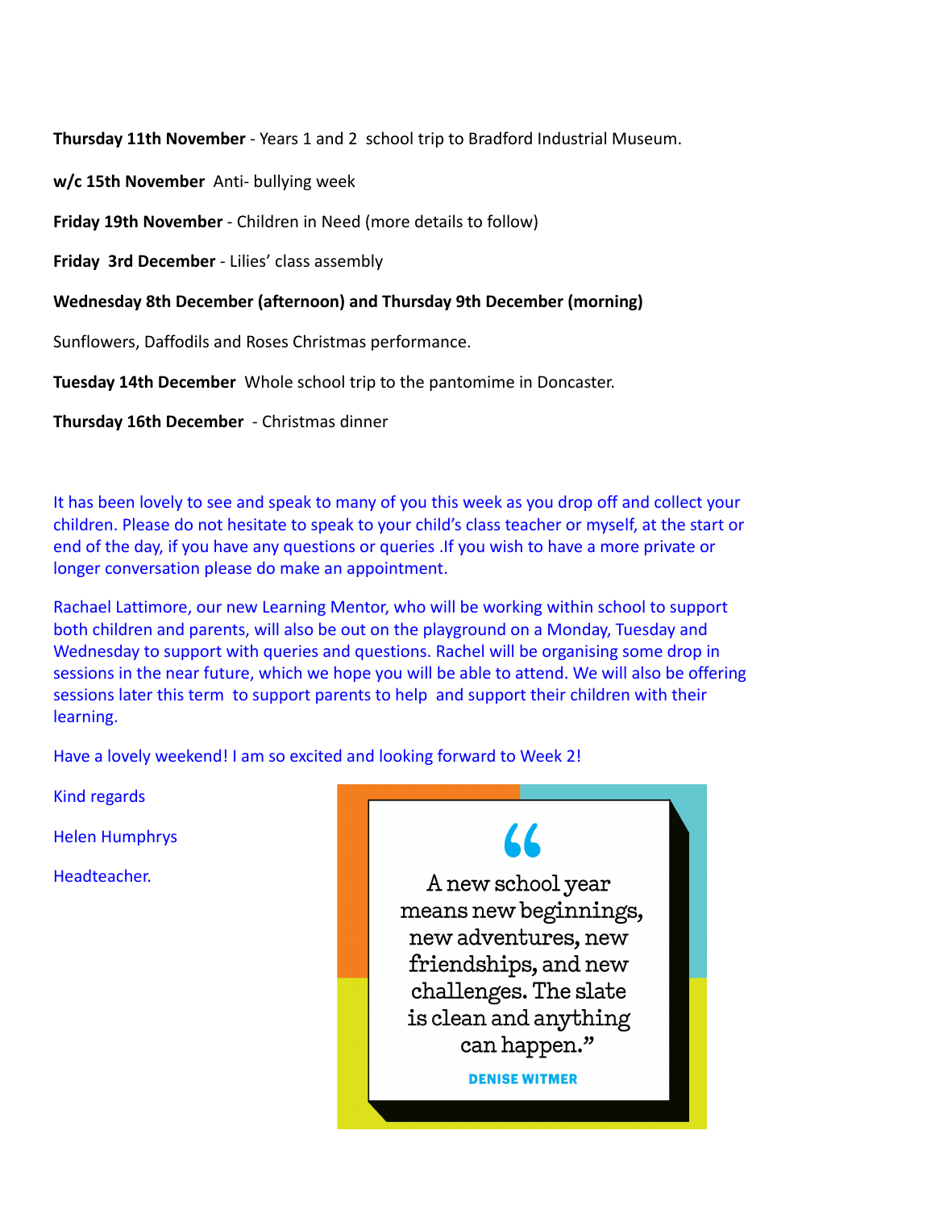**Thursday 11th November** - Years 1 and 2 school trip to Bradford Industrial Museum.

**w/c 15th November** Anti- bullying week

**Friday 19th November** - Children in Need (more details to follow)

**Friday 3rd December** - Lilies' class assembly

**Wednesday 8th December (afternoon) and Thursday 9th December (morning)**

Sunflowers, Daffodils and Roses Christmas performance.

**Tuesday 14th December** Whole school trip to the pantomime in Doncaster.

**Thursday 16th December** - Christmas dinner

It has been lovely to see and speak to many of you this week as you drop off and collect your children. Please do not hesitate to speak to your child's class teacher or myself, at the start or end of the day, if you have any questions or queries .If you wish to have a more private or longer conversation please do make an appointment.

Rachael Lattimore, our new Learning Mentor, who will be working within school to support both children and parents, will also be out on the playground on a Monday, Tuesday and Wednesday to support with queries and questions. Rachel will be organising some drop in sessions in the near future, which we hope you will be able to attend. We will also be offering sessions later this term to support parents to help and support their children with their learning.

Have a lovely weekend! I am so excited and looking forward to Week 2!

Kind regards

Helen Humphrys

Headteacher.

"A new school year means new beginnings, new adventures, new friendships, and new challenges. The slate is clean and anything can happen."

DENISE WITMER